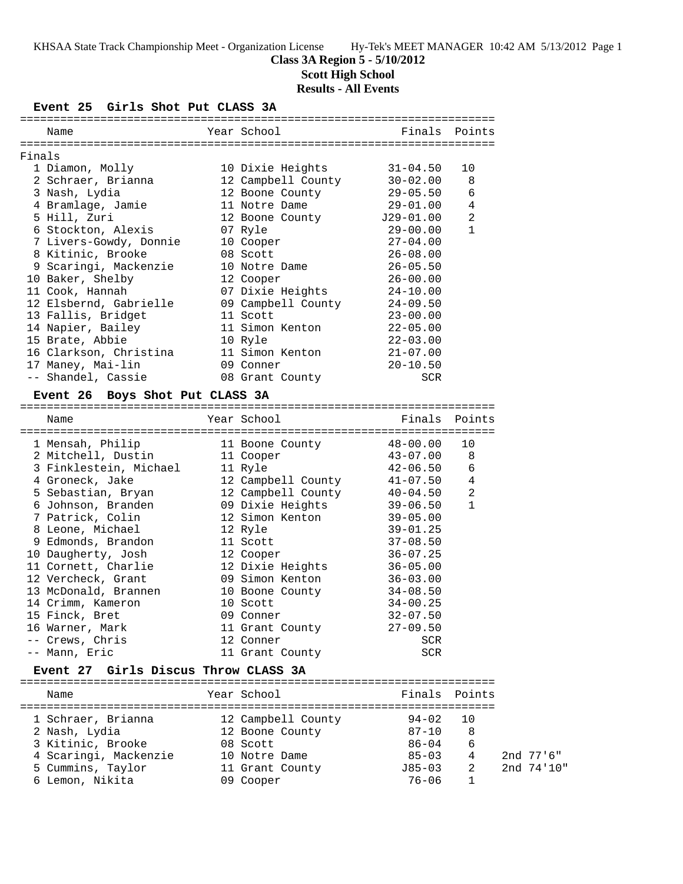KHSAA State Track Championship Meet - Organization License Hy-Tek's MEET MANAGER 10:42 AM 5/13/2012 Page 1

# Class 3A Region 5 - 5/10/2012
## Scott High School
## Results - All Events

### Event 25 Girls Shot Put CLASS 3A

Finals

| | Name | Year | School | Finals | Points |
|---|---|---|---|---|---|
| 1 | Diamon, Molly | 10 | Dixie Heights | 31-04.50 | 10 |
| 2 | Schraer, Brianna | 12 | Campbell County | 30-02.00 | 8 |
| 3 | Nash, Lydia | 12 | Boone County | 29-05.50 | 6 |
| 4 | Bramlage, Jamie | 11 | Notre Dame | 29-01.00 | 4 |
| 5 | Hill, Zuri | 12 | Boone County | J29-01.00 | 2 |
| 6 | Stockton, Alexis | 07 | Ryle | 29-00.00 | 1 |
| 7 | Livers-Gowdy, Donnie | 10 | Cooper | 27-04.00 | |
| 8 | Kitinic, Brooke | 08 | Scott | 26-08.00 | |
| 9 | Scaringi, Mackenzie | 10 | Notre Dame | 26-05.50 | |
| 10 | Baker, Shelby | 12 | Cooper | 26-00.00 | |
| 11 | Cook, Hannah | 07 | Dixie Heights | 24-10.00 | |
| 12 | Elsbernd, Gabrielle | 09 | Campbell County | 24-09.50 | |
| 13 | Fallis, Bridget | 11 | Scott | 23-00.00 | |
| 14 | Napier, Bailey | 11 | Simon Kenton | 22-05.00 | |
| 15 | Brate, Abbie | 10 | Ryle | 22-03.00 | |
| 16 | Clarkson, Christina | 11 | Simon Kenton | 21-07.00 | |
| 17 | Maney, Mai-lin | 09 | Conner | 20-10.50 | |
| -- | Shandel, Cassie | 08 | Grant County | SCR | |

### Event 26 Boys Shot Put CLASS 3A

| | Name | Year | School | Finals | Points |
|---|---|---|---|---|---|
| 1 | Mensah, Philip | 11 | Boone County | 48-00.00 | 10 |
| 2 | Mitchell, Dustin | 11 | Cooper | 43-07.00 | 8 |
| 3 | Finklestein, Michael | 11 | Ryle | 42-06.50 | 6 |
| 4 | Groneck, Jake | 12 | Campbell County | 41-07.50 | 4 |
| 5 | Sebastian, Bryan | 12 | Campbell County | 40-04.50 | 2 |
| 6 | Johnson, Branden | 09 | Dixie Heights | 39-06.50 | 1 |
| 7 | Patrick, Colin | 12 | Simon Kenton | 39-05.00 | |
| 8 | Leone, Michael | 12 | Ryle | 39-01.25 | |
| 9 | Edmonds, Brandon | 11 | Scott | 37-08.50 | |
| 10 | Daugherty, Josh | 12 | Cooper | 36-07.25 | |
| 11 | Cornett, Charlie | 12 | Dixie Heights | 36-05.00 | |
| 12 | Vercheck, Grant | 09 | Simon Kenton | 36-03.00 | |
| 13 | McDonald, Brannen | 10 | Boone County | 34-08.50 | |
| 14 | Crimm, Kameron | 10 | Scott | 34-00.25 | |
| 15 | Finck, Bret | 09 | Conner | 32-07.50 | |
| 16 | Warner, Mark | 11 | Grant County | 27-09.50 | |
| -- | Crews, Chris | 12 | Conner | SCR | |
| -- | Mann, Eric | 11 | Grant County | SCR | |

### Event 27 Girls Discus Throw CLASS 3A

| | Name | Year | School | Finals | Points | |
|---|---|---|---|---|---|---|
| 1 | Schraer, Brianna | 12 | Campbell County | 94-02 | 10 | |
| 2 | Nash, Lydia | 12 | Boone County | 87-10 | 8 | |
| 3 | Kitinic, Brooke | 08 | Scott | 86-04 | 6 | |
| 4 | Scaringi, Mackenzie | 10 | Notre Dame | 85-03 | 4 | 2nd 77'6" |
| 5 | Cummins, Taylor | 11 | Grant County | J85-03 | 2 | 2nd 74'10" |
| 6 | Lemon, Nikita | 09 | Cooper | 76-06 | 1 | |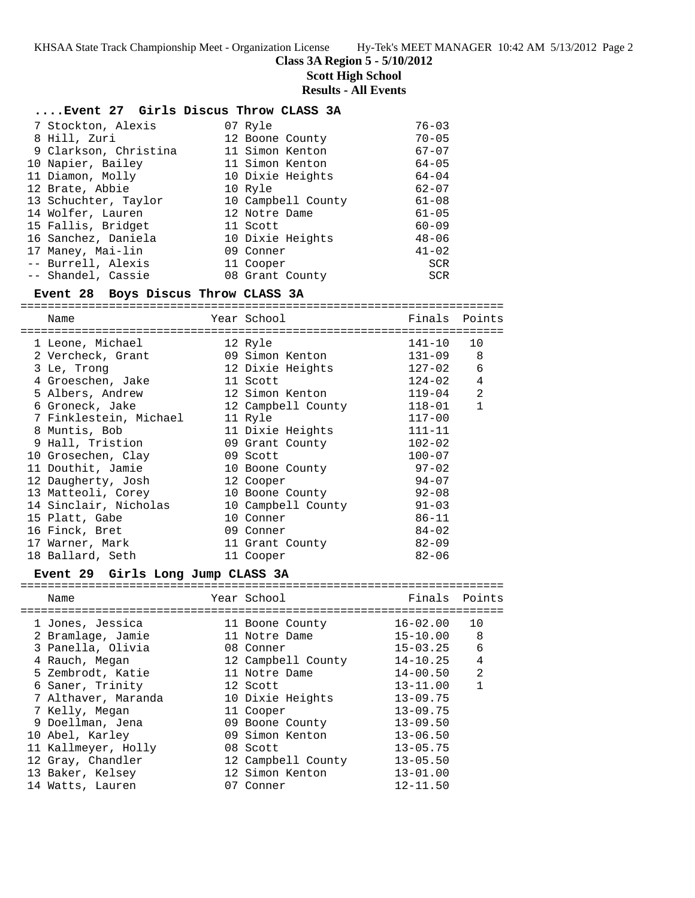**Class 3A Region 5 - 5/10/2012**

**Scott High School**

**Results - All Events**

### ....Event 27 Girls Discus Throw CLASS 3A

| | | | |
|---|---|---|---|
| 7 | Stockton, Alexis | 07 Ryle | 76-03 |
| 8 | Hill, Zuri | 12 Boone County | 70-05 |
| 9 | Clarkson, Christina | 11 Simon Kenton | 67-07 |
| 10 | Napier, Bailey | 11 Simon Kenton | 64-05 |
| 11 | Diamon, Molly | 10 Dixie Heights | 64-04 |
| 12 | Brate, Abbie | 10 Ryle | 62-07 |
| 13 | Schuchter, Taylor | 10 Campbell County | 61-08 |
| 14 | Wolfer, Lauren | 12 Notre Dame | 61-05 |
| 15 | Fallis, Bridget | 11 Scott | 60-09 |
| 16 | Sanchez, Daniela | 10 Dixie Heights | 48-06 |
| 17 | Maney, Mai-lin | 09 Conner | 41-02 |
| -- | Burrell, Alexis | 11 Cooper | SCR |
| -- | Shandel, Cassie | 08 Grant County | SCR |

### Event 28 Boys Discus Throw CLASS 3A

| | Name | Year School | Finals | Points |
|---|---|---|---|---|
| 1 | Leone, Michael | 12 Ryle | 141-10 | 10 |
| 2 | Vercheck, Grant | 09 Simon Kenton | 131-09 | 8 |
| 3 | Le, Trong | 12 Dixie Heights | 127-02 | 6 |
| 4 | Groeschen, Jake | 11 Scott | 124-02 | 4 |
| 5 | Albers, Andrew | 12 Simon Kenton | 119-04 | 2 |
| 6 | Groneck, Jake | 12 Campbell County | 118-01 | 1 |
| 7 | Finklestein, Michael | 11 Ryle | 117-00 | |
| 8 | Muntis, Bob | 11 Dixie Heights | 111-11 | |
| 9 | Hall, Tristion | 09 Grant County | 102-02 | |
| 10 | Grosechen, Clay | 09 Scott | 100-07 | |
| 11 | Douthit, Jamie | 10 Boone County | 97-02 | |
| 12 | Daugherty, Josh | 12 Cooper | 94-07 | |
| 13 | Matteoli, Corey | 10 Boone County | 92-08 | |
| 14 | Sinclair, Nicholas | 10 Campbell County | 91-03 | |
| 15 | Platt, Gabe | 10 Conner | 86-11 | |
| 16 | Finck, Bret | 09 Conner | 84-02 | |
| 17 | Warner, Mark | 11 Grant County | 82-09 | |
| 18 | Ballard, Seth | 11 Cooper | 82-06 | |

### Event 29 Girls Long Jump CLASS 3A

| | Name | Year School | Finals | Points |
|---|---|---|---|---|
| 1 | Jones, Jessica | 11 Boone County | 16-02.00 | 10 |
| 2 | Bramlage, Jamie | 11 Notre Dame | 15-10.00 | 8 |
| 3 | Panella, Olivia | 08 Conner | 15-03.25 | 6 |
| 4 | Rauch, Megan | 12 Campbell County | 14-10.25 | 4 |
| 5 | Zembrodt, Katie | 11 Notre Dame | 14-00.50 | 2 |
| 6 | Saner, Trinity | 12 Scott | 13-11.00 | 1 |
| 7 | Althaver, Maranda | 10 Dixie Heights | 13-09.75 | |
| 7 | Kelly, Megan | 11 Cooper | 13-09.75 | |
| 9 | Doellman, Jena | 09 Boone County | 13-09.50 | |
| 10 | Abel, Karley | 09 Simon Kenton | 13-06.50 | |
| 11 | Kallmeyer, Holly | 08 Scott | 13-05.75 | |
| 12 | Gray, Chandler | 12 Campbell County | 13-05.50 | |
| 13 | Baker, Kelsey | 12 Simon Kenton | 13-01.00 | |
| 14 | Watts, Lauren | 07 Conner | 12-11.50 | |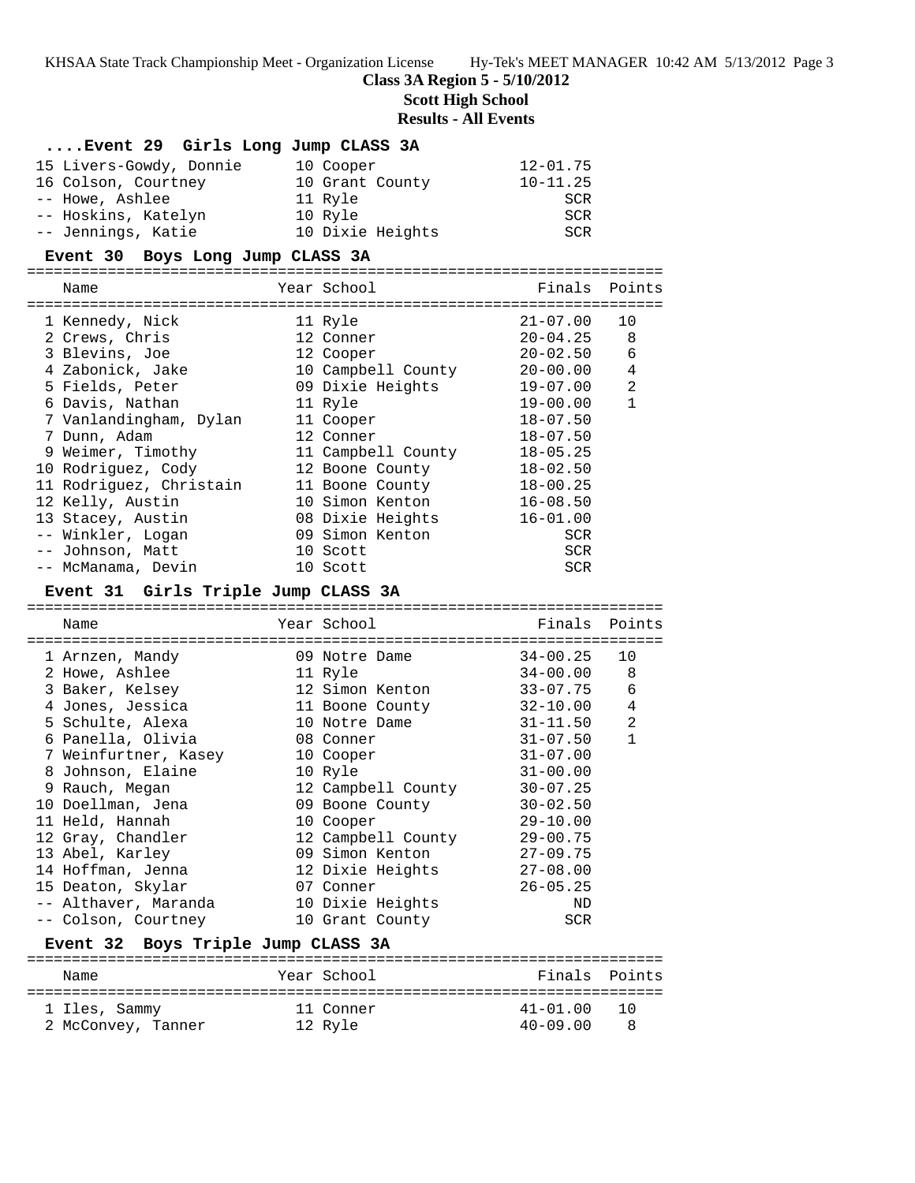#### ....Event 29 Girls Long Jump CLASS 3A

| | | | | |
|---|---|---|---|---|
| 15 | Livers-Gowdy, Donnie | 10 Cooper | 12-01.75 | |
| 16 | Colson, Courtney | 10 Grant County | 10-11.25 | |
| -- | Howe, Ashlee | 11 Ryle | SCR | |
| -- | Hoskins, Katelyn | 10 Ryle | SCR | |
| -- | Jennings, Katie | 10 Dixie Heights | SCR | |

#### Event 30 Boys Long Jump CLASS 3A

| | Name | Year School | Finals | Points |
|---|---|---|---|---|
| 1 | Kennedy, Nick | 11 Ryle | 21-07.00 | 10 |
| 2 | Crews, Chris | 12 Conner | 20-04.25 | 8 |
| 3 | Blevins, Joe | 12 Cooper | 20-02.50 | 6 |
| 4 | Zabonick, Jake | 10 Campbell County | 20-00.00 | 4 |
| 5 | Fields, Peter | 09 Dixie Heights | 19-07.00 | 2 |
| 6 | Davis, Nathan | 11 Ryle | 19-00.00 | 1 |
| 7 | Vanlandingham, Dylan | 11 Cooper | 18-07.50 | |
| 7 | Dunn, Adam | 12 Conner | 18-07.50 | |
| 9 | Weimer, Timothy | 11 Campbell County | 18-05.25 | |
| 10 | Rodriguez, Cody | 12 Boone County | 18-02.50 | |
| 11 | Rodriguez, Christain | 11 Boone County | 18-00.25 | |
| 12 | Kelly, Austin | 10 Simon Kenton | 16-08.50 | |
| 13 | Stacey, Austin | 08 Dixie Heights | 16-01.00 | |
| -- | Winkler, Logan | 09 Simon Kenton | SCR | |
| -- | Johnson, Matt | 10 Scott | SCR | |
| -- | McManama, Devin | 10 Scott | SCR | |

#### Event 31 Girls Triple Jump CLASS 3A

| | Name | Year School | Finals | Points |
|---|---|---|---|---|
| 1 | Arnzen, Mandy | 09 Notre Dame | 34-00.25 | 10 |
| 2 | Howe, Ashlee | 11 Ryle | 34-00.00 | 8 |
| 3 | Baker, Kelsey | 12 Simon Kenton | 33-07.75 | 6 |
| 4 | Jones, Jessica | 11 Boone County | 32-10.00 | 4 |
| 5 | Schulte, Alexa | 10 Notre Dame | 31-11.50 | 2 |
| 6 | Panella, Olivia | 08 Conner | 31-07.50 | 1 |
| 7 | Weinfurtner, Kasey | 10 Cooper | 31-07.00 | |
| 8 | Johnson, Elaine | 10 Ryle | 31-00.00 | |
| 9 | Rauch, Megan | 12 Campbell County | 30-07.25 | |
| 10 | Doellman, Jena | 09 Boone County | 30-02.50 | |
| 11 | Held, Hannah | 10 Cooper | 29-10.00 | |
| 12 | Gray, Chandler | 12 Campbell County | 29-00.75 | |
| 13 | Abel, Karley | 09 Simon Kenton | 27-09.75 | |
| 14 | Hoffman, Jenna | 12 Dixie Heights | 27-08.00 | |
| 15 | Deaton, Skylar | 07 Conner | 26-05.25 | |
| -- | Althaver, Maranda | 10 Dixie Heights | ND | |
| -- | Colson, Courtney | 10 Grant County | SCR | |

#### Event 32 Boys Triple Jump CLASS 3A

| | Name | Year School | Finals | Points |
|---|---|---|---|---|
| 1 | Iles, Sammy | 11 Conner | 41-01.00 | 10 |
| 2 | McConvey, Tanner | 12 Ryle | 40-09.00 | 8 |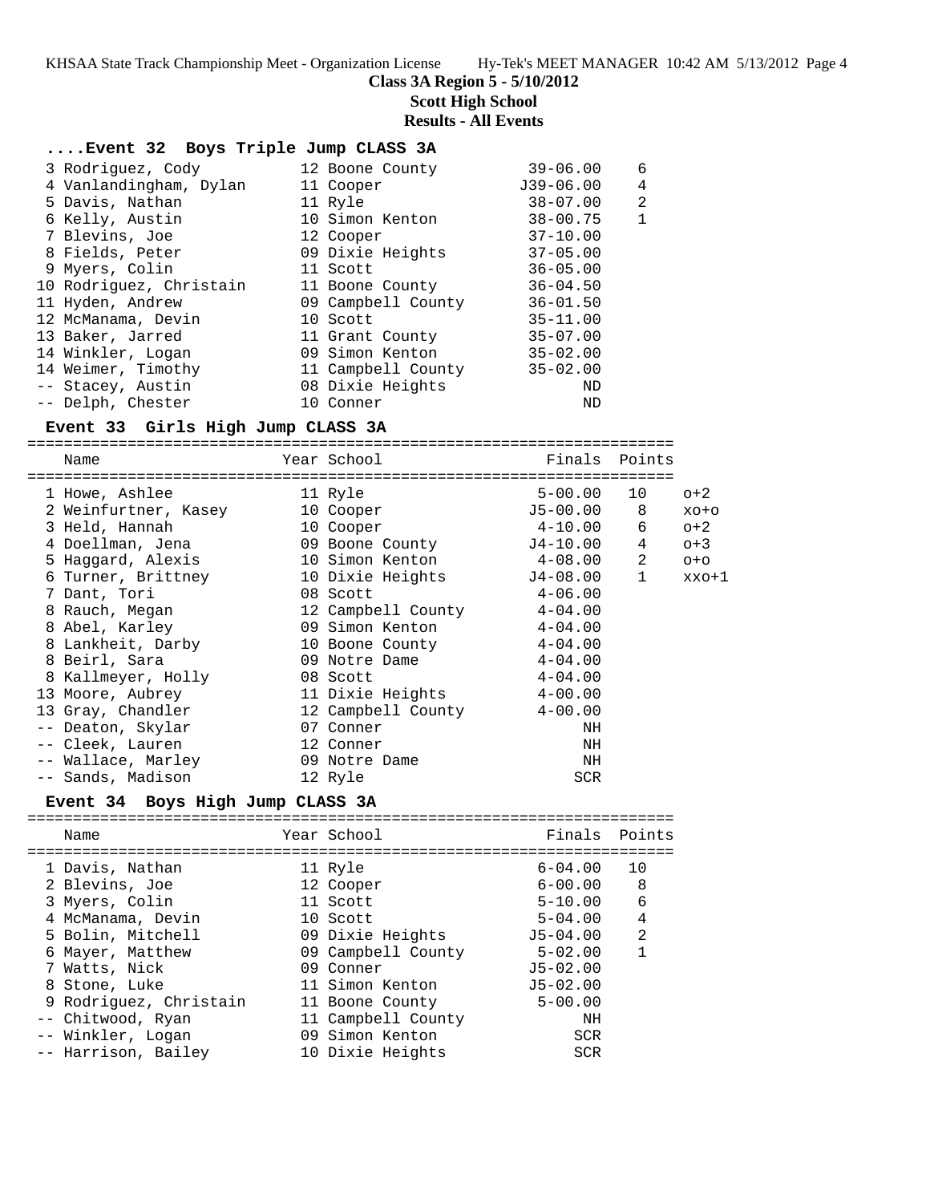**Class 3A Region 5 - 5/10/2012**
**Scott High School**
**Results - All Events**

### ....Event 32 Boys Triple Jump CLASS 3A

| | Name | Year | School | Finals | Points |
|---|---|---|---|---|---|
| 3 | Rodriguez, Cody | 12 | Boone County | 39-06.00 | 6 |
| 4 | Vanlandingham, Dylan | 11 | Cooper | J39-06.00 | 4 |
| 5 | Davis, Nathan | 11 | Ryle | 38-07.00 | 2 |
| 6 | Kelly, Austin | 10 | Simon Kenton | 38-00.75 | 1 |
| 7 | Blevins, Joe | 12 | Cooper | 37-10.00 | |
| 8 | Fields, Peter | 09 | Dixie Heights | 37-05.00 | |
| 9 | Myers, Colin | 11 | Scott | 36-05.00 | |
| 10 | Rodriguez, Christain | 11 | Boone County | 36-04.50 | |
| 11 | Hyden, Andrew | 09 | Campbell County | 36-01.50 | |
| 12 | McManama, Devin | 10 | Scott | 35-11.00 | |
| 13 | Baker, Jarred | 11 | Grant County | 35-07.00 | |
| 14 | Winkler, Logan | 09 | Simon Kenton | 35-02.00 | |
| 14 | Weimer, Timothy | 11 | Campbell County | 35-02.00 | |
| -- | Stacey, Austin | 08 | Dixie Heights | ND | |
| -- | Delph, Chester | 10 | Conner | ND | |

### Event 33 Girls High Jump CLASS 3A

| | Name | Year | School | Finals | Points | |
|---|---|---|---|---|---|---|
| 1 | Howe, Ashlee | 11 | Ryle | 5-00.00 | 10 | o+2 |
| 2 | Weinfurtner, Kasey | 10 | Cooper | J5-00.00 | 8 | xo+o |
| 3 | Held, Hannah | 10 | Cooper | 4-10.00 | 6 | o+2 |
| 4 | Doellman, Jena | 09 | Boone County | J4-10.00 | 4 | o+3 |
| 5 | Haggard, Alexis | 10 | Simon Kenton | 4-08.00 | 2 | o+o |
| 6 | Turner, Brittney | 10 | Dixie Heights | J4-08.00 | 1 | xxo+1 |
| 7 | Dant, Tori | 08 | Scott | 4-06.00 | | |
| 8 | Rauch, Megan | 12 | Campbell County | 4-04.00 | | |
| 8 | Abel, Karley | 09 | Simon Kenton | 4-04.00 | | |
| 8 | Lankheit, Darby | 10 | Boone County | 4-04.00 | | |
| 8 | Beirl, Sara | 09 | Notre Dame | 4-04.00 | | |
| 8 | Kallmeyer, Holly | 08 | Scott | 4-04.00 | | |
| 13 | Moore, Aubrey | 11 | Dixie Heights | 4-00.00 | | |
| 13 | Gray, Chandler | 12 | Campbell County | 4-00.00 | | |
| -- | Deaton, Skylar | 07 | Conner | NH | | |
| -- | Cleek, Lauren | 12 | Conner | NH | | |
| -- | Wallace, Marley | 09 | Notre Dame | NH | | |
| -- | Sands, Madison | 12 | Ryle | SCR | | |

### Event 34 Boys High Jump CLASS 3A

| | Name | Year | School | Finals | Points |
|---|---|---|---|---|---|
| 1 | Davis, Nathan | 11 | Ryle | 6-04.00 | 10 |
| 2 | Blevins, Joe | 12 | Cooper | 6-00.00 | 8 |
| 3 | Myers, Colin | 11 | Scott | 5-10.00 | 6 |
| 4 | McManama, Devin | 10 | Scott | 5-04.00 | 4 |
| 5 | Bolin, Mitchell | 09 | Dixie Heights | J5-04.00 | 2 |
| 6 | Mayer, Matthew | 09 | Campbell County | 5-02.00 | 1 |
| 7 | Watts, Nick | 09 | Conner | J5-02.00 | |
| 8 | Stone, Luke | 11 | Simon Kenton | J5-02.00 | |
| 9 | Rodriguez, Christain | 11 | Boone County | 5-00.00 | |
| -- | Chitwood, Ryan | 11 | Campbell County | NH | |
| -- | Winkler, Logan | 09 | Simon Kenton | SCR | |
| -- | Harrison, Bailey | 10 | Dixie Heights | SCR | |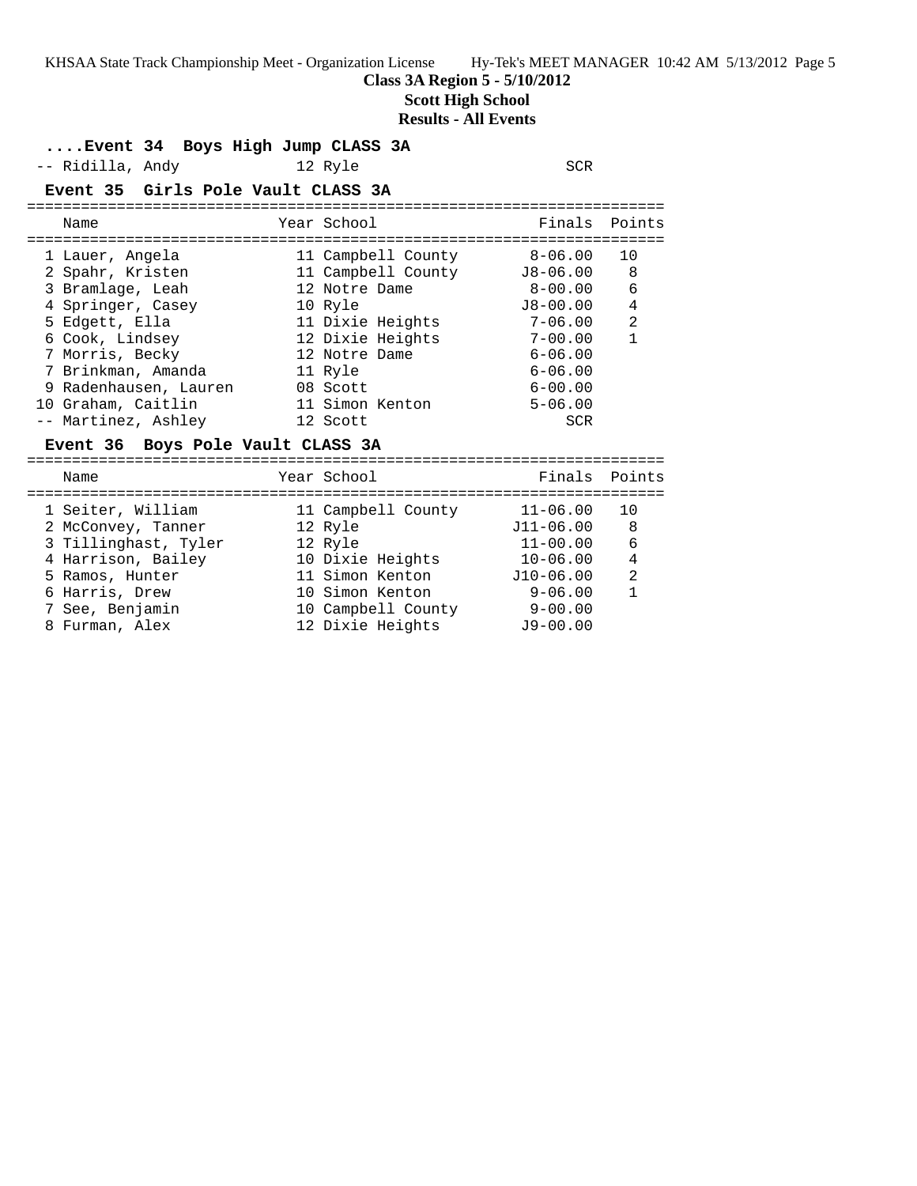Class 3A Region 5 - 5/10/2012

Scott High School

Results - All Events

### ....Event 34 Boys High Jump CLASS 3A

| | | | |
|---|---|---|---|
| -- | Ridilla, Andy | 12 Ryle | SCR |

### Event 35 Girls Pole Vault CLASS 3A

| | Name | Year | School | Finals | Points |
|---|---|---|---|---|---|
| 1 | Lauer, Angela | 11 | Campbell County | 8-06.00 | 10 |
| 2 | Spahr, Kristen | 11 | Campbell County | J8-06.00 | 8 |
| 3 | Bramlage, Leah | 12 | Notre Dame | 8-00.00 | 6 |
| 4 | Springer, Casey | 10 | Ryle | J8-00.00 | 4 |
| 5 | Edgett, Ella | 11 | Dixie Heights | 7-06.00 | 2 |
| 6 | Cook, Lindsey | 12 | Dixie Heights | 7-00.00 | 1 |
| 7 | Morris, Becky | 12 | Notre Dame | 6-06.00 | |
| 7 | Brinkman, Amanda | 11 | Ryle | 6-06.00 | |
| 9 | Radenhausen, Lauren | 08 | Scott | 6-00.00 | |
| 10 | Graham, Caitlin | 11 | Simon Kenton | 5-06.00 | |
| -- | Martinez, Ashley | 12 | Scott | SCR | |

### Event 36 Boys Pole Vault CLASS 3A

| | Name | Year | School | Finals | Points |
|---|---|---|---|---|---|
| 1 | Seiter, William | 11 | Campbell County | 11-06.00 | 10 |
| 2 | McConvey, Tanner | 12 | Ryle | J11-06.00 | 8 |
| 3 | Tillinghast, Tyler | 12 | Ryle | 11-00.00 | 6 |
| 4 | Harrison, Bailey | 10 | Dixie Heights | 10-06.00 | 4 |
| 5 | Ramos, Hunter | 11 | Simon Kenton | J10-06.00 | 2 |
| 6 | Harris, Drew | 10 | Simon Kenton | 9-06.00 | 1 |
| 7 | See, Benjamin | 10 | Campbell County | 9-00.00 | |
| 8 | Furman, Alex | 12 | Dixie Heights | J9-00.00 | |